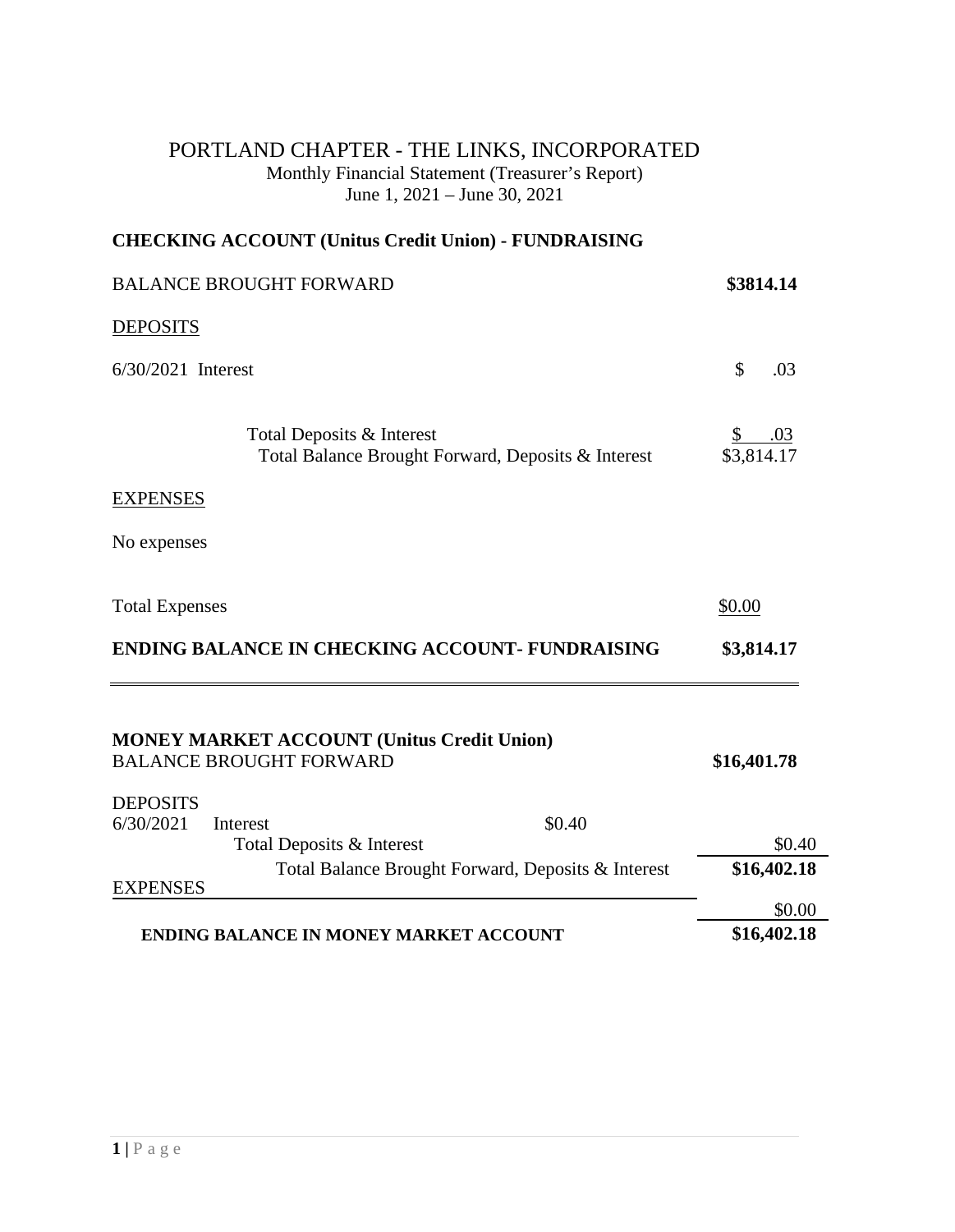# PORTLAND CHAPTER - THE LINKS, INCORPORATED

Monthly Financial Statement (Treasurer's Report)
June 1, 2021 – June 30, 2021

## CHECKING ACCOUNT (Unitus Credit Union) - FUNDRAISING

| | |
|---|---|
| BALANCE BROUGHT FORWARD | **$3814.14** |
| DEPOSITS | |
| 6/30/2021 Interest | $ .03 |
| Total Deposits & Interest | $ .03 |
| Total Balance Brought Forward, Deposits & Interest | $3,814.17 |
| EXPENSES | |
| No expenses | |
| Total Expenses | $0.00 |
| **ENDING BALANCE IN CHECKING ACCOUNT- FUNDRAISING** | **$3,814.17** |

## MONEY MARKET ACCOUNT (Unitus Credit Union)

| | | |
|---|---|---|
| BALANCE BROUGHT FORWARD | | **$16,401.78** |
| DEPOSITS | | |
| 6/30/2021 Interest | $0.40 | |
| Total Deposits & Interest | | $0.40 |
| Total Balance Brought Forward, Deposits & Interest | | **$16,402.18** |
| EXPENSES | | |
| | | $0.00 |
| **ENDING BALANCE IN MONEY MARKET ACCOUNT** | | **$16,402.18** |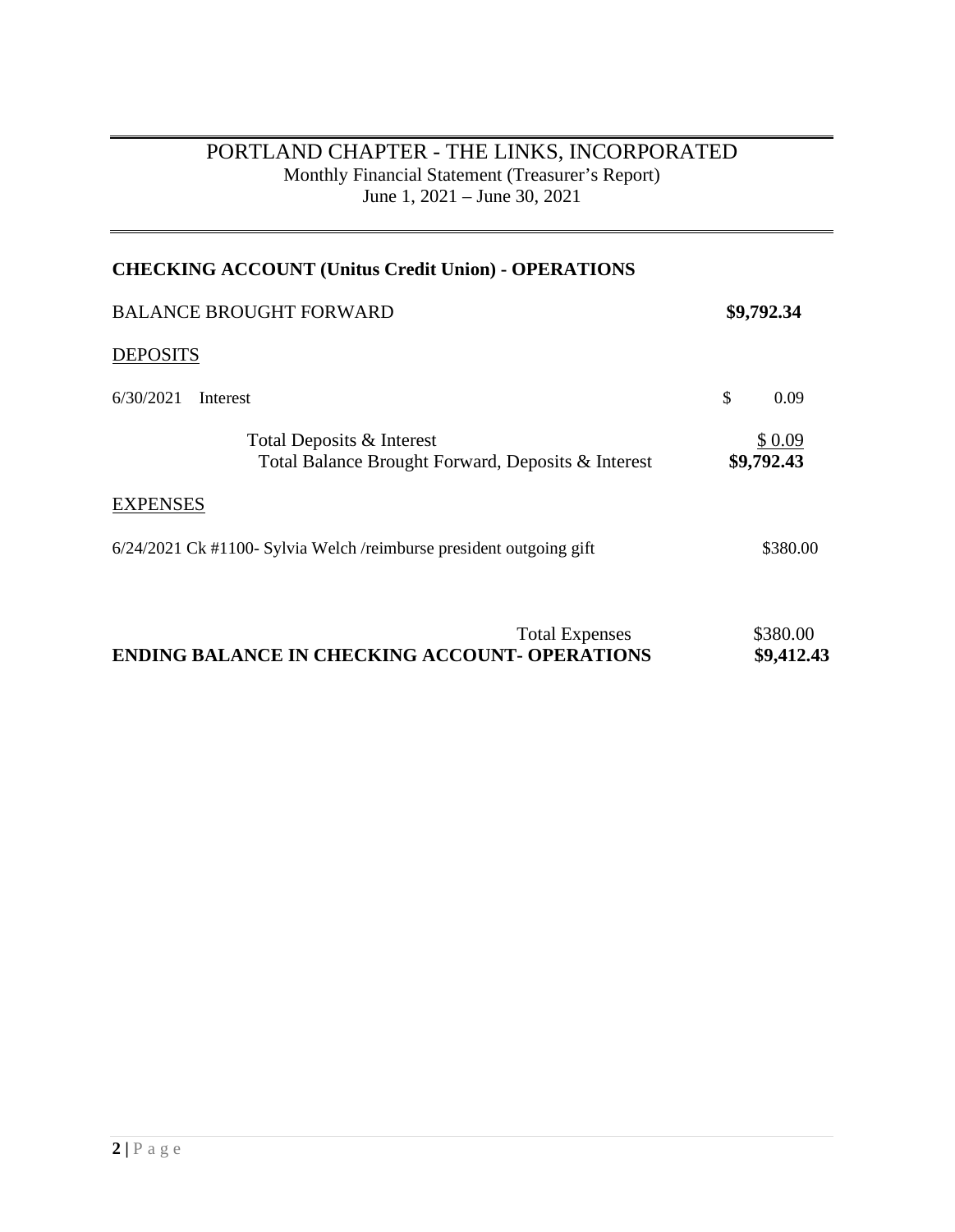# PORTLAND CHAPTER - THE LINKS, INCORPORATED

Monthly Financial Statement (Treasurer's Report)
June 1, 2021 – June 30, 2021

## CHECKING ACCOUNT (Unitus Credit Union) - OPERATIONS

| | |
|---|---|
| BALANCE BROUGHT FORWARD | **$9,792.34** |
| DEPOSITS | |
| 6/30/2021 Interest | $ 0.09 |
| Total Deposits & Interest | $ 0.09 |
| Total Balance Brought Forward, Deposits & Interest | **$9,792.43** |
| EXPENSES | |
| 6/24/2021 Ck #1100- Sylvia Welch /reimburse president outgoing gift | $380.00 |
| Total Expenses | $380.00 |
| **ENDING BALANCE IN CHECKING ACCOUNT- OPERATIONS** | **$9,412.43** |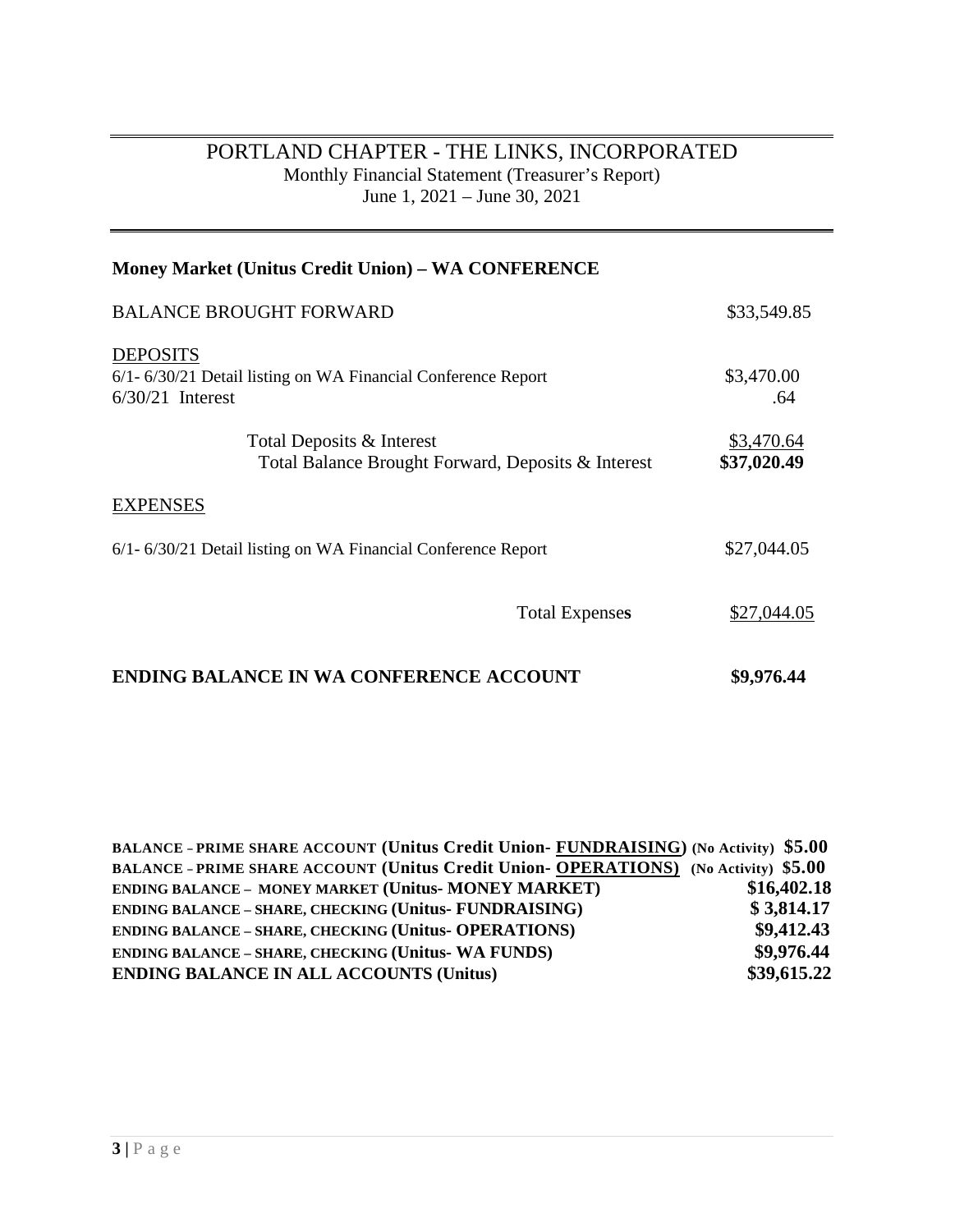# PORTLAND CHAPTER - THE LINKS, INCORPORATED

Monthly Financial Statement (Treasurer's Report)
June 1, 2021 – June 30, 2021

---

## Money Market (Unitus Credit Union) – WA CONFERENCE

| | |
|---|---|
| BALANCE BROUGHT FORWARD | $33,549.85 |
| DEPOSITS | |
| 6/1- 6/30/21 Detail listing on WA Financial Conference Report | $3,470.00 |
| 6/30/21 Interest | .64 |
| Total Deposits & Interest | $3,470.64 |
| Total Balance Brought Forward, Deposits & Interest | **$37,020.49** |
| EXPENSES | |
| 6/1- 6/30/21 Detail listing on WA Financial Conference Report | $27,044.05 |
| Total Expenses | $27,044.05 |
| **ENDING BALANCE IN WA CONFERENCE ACCOUNT** | **$9,976.44** |

| | |
|---|---|
| **BALANCE – PRIME SHARE ACCOUNT (Unitus Credit Union- FUNDRAISING) (No Activity)** | **$5.00** |
| **BALANCE – PRIME SHARE ACCOUNT (Unitus Credit Union- OPERATIONS) (No Activity)** | **$5.00** |
| **ENDING BALANCE – MONEY MARKET (Unitus- MONEY MARKET)** | **$16,402.18** |
| **ENDING BALANCE – SHARE, CHECKING (Unitus- FUNDRAISING)** | **$ 3,814.17** |
| **ENDING BALANCE – SHARE, CHECKING (Unitus- OPERATIONS)** | **$9,412.43** |
| **ENDING BALANCE – SHARE, CHECKING (Unitus- WA FUNDS)** | **$9,976.44** |
| **ENDING BALANCE IN ALL ACCOUNTS (Unitus)** | **$39,615.22** |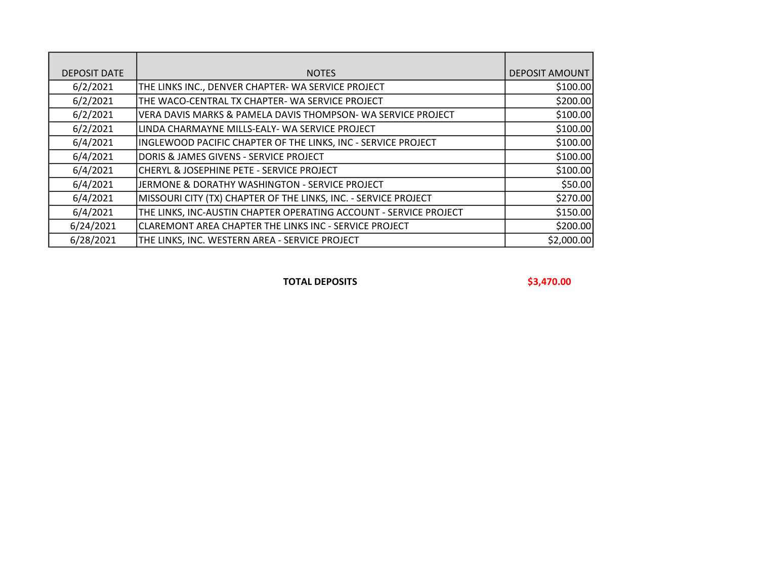| DEPOSIT DATE | NOTES | DEPOSIT AMOUNT |
|---|---|---|
| 6/2/2021 | THE LINKS INC., DENVER CHAPTER- WA SERVICE PROJECT | $100.00 |
| 6/2/2021 | THE WACO-CENTRAL TX CHAPTER- WA SERVICE PROJECT | $200.00 |
| 6/2/2021 | VERA DAVIS MARKS & PAMELA DAVIS THOMPSON- WA SERVICE PROJECT | $100.00 |
| 6/2/2021 | LINDA CHARMAYNE MILLS-EALY- WA SERVICE PROJECT | $100.00 |
| 6/4/2021 | INGLEWOOD PACIFIC CHAPTER OF THE LINKS, INC - SERVICE PROJECT | $100.00 |
| 6/4/2021 | DORIS & JAMES GIVENS - SERVICE PROJECT | $100.00 |
| 6/4/2021 | CHERYL & JOSEPHINE PETE - SERVICE PROJECT | $100.00 |
| 6/4/2021 | JERMONE & DORATHY WASHINGTON - SERVICE PROJECT | $50.00 |
| 6/4/2021 | MISSOURI CITY (TX) CHAPTER OF THE LINKS, INC. - SERVICE PROJECT | $270.00 |
| 6/4/2021 | THE LINKS, INC-AUSTIN CHAPTER OPERATING ACCOUNT - SERVICE PROJECT | $150.00 |
| 6/24/2021 | CLAREMONT AREA CHAPTER THE LINKS INC - SERVICE PROJECT | $200.00 |
| 6/28/2021 | THE LINKS, INC. WESTERN AREA - SERVICE PROJECT | $2,000.00 |

**TOTAL DEPOSITS** **$3,470.00**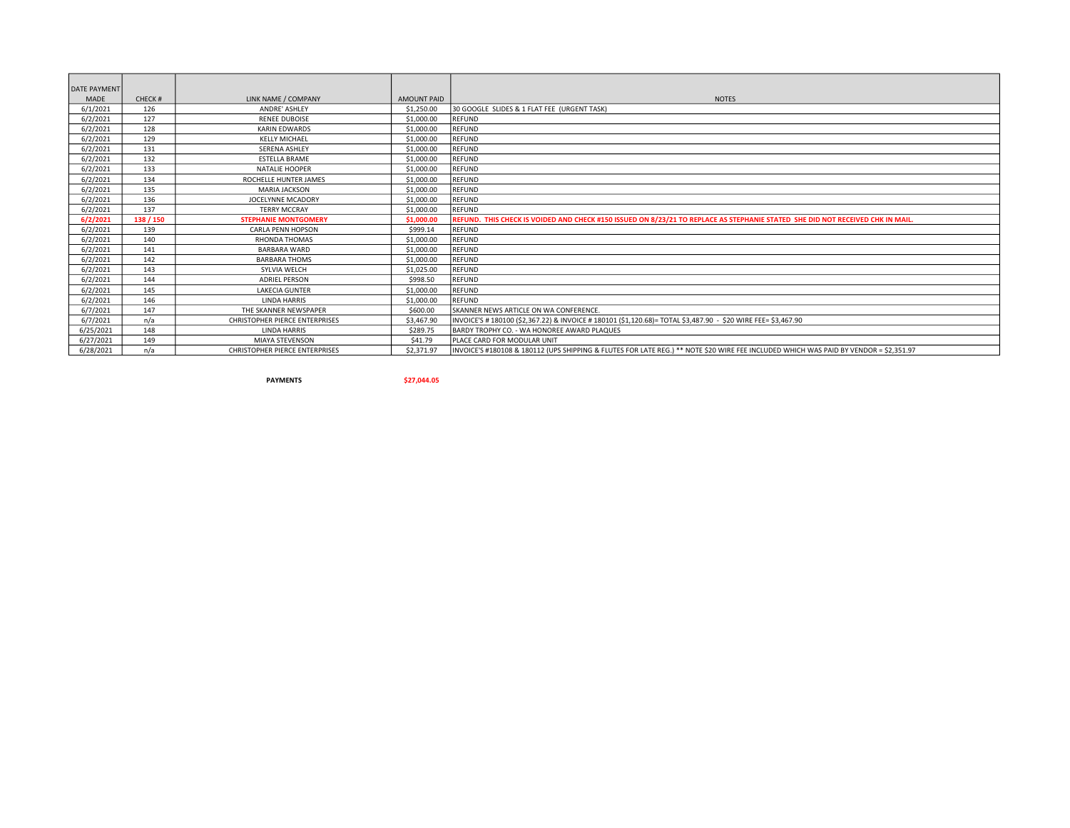| DATE PAYMENT MADE | CHECK # | LINK NAME / COMPANY | AMOUNT PAID | NOTES |
|---|---|---|---|---|
| 6/1/2021 | 126 | ANDRE' ASHLEY | $1,250.00 | 30 GOOGLE SLIDES & 1 FLAT FEE (URGENT TASK) |
| 6/2/2021 | 127 | RENEE DUBOISE | $1,000.00 | REFUND |
| 6/2/2021 | 128 | KARIN EDWARDS | $1,000.00 | REFUND |
| 6/2/2021 | 129 | KELLY MICHAEL | $1,000.00 | REFUND |
| 6/2/2021 | 131 | SERENA ASHLEY | $1,000.00 | REFUND |
| 6/2/2021 | 132 | ESTELLA BRAME | $1,000.00 | REFUND |
| 6/2/2021 | 133 | NATALIE HOOPER | $1,000.00 | REFUND |
| 6/2/2021 | 134 | ROCHELLE HUNTER JAMES | $1,000.00 | REFUND |
| 6/2/2021 | 135 | MARIA JACKSON | $1,000.00 | REFUND |
| 6/2/2021 | 136 | JOCELYNNE MCADORY | $1,000.00 | REFUND |
| 6/2/2021 | 137 | TERRY MCCRAY | $1,000.00 | REFUND |
| **6/2/2021** | **138 / 150** | **STEPHANIE MONTGOMERY** | **$1,000.00** | **REFUND. THIS CHECK IS VOIDED AND CHECK #150 ISSUED ON 8/23/21 TO REPLACE AS STEPHANIE STATED SHE DID NOT RECEIVED CHK IN MAIL.** |
| 6/2/2021 | 139 | CARLA PENN HOPSON | $999.14 | REFUND |
| 6/2/2021 | 140 | RHONDA THOMAS | $1,000.00 | REFUND |
| 6/2/2021 | 141 | BARBARA WARD | $1,000.00 | REFUND |
| 6/2/2021 | 142 | BARBARA THOMS | $1,000.00 | REFUND |
| 6/2/2021 | 143 | SYLVIA WELCH | $1,025.00 | REFUND |
| 6/2/2021 | 144 | ADRIEL PERSON | $998.50 | REFUND |
| 6/2/2021 | 145 | LAKECIA GUNTER | $1,000.00 | REFUND |
| 6/2/2021 | 146 | LINDA HARRIS | $1,000.00 | REFUND |
| 6/7/2021 | 147 | THE SKANNER NEWSPAPER | $600.00 | SKANNER NEWS ARTICLE ON WA CONFERENCE. |
| 6/7/2021 | n/a | CHRISTOPHER PIERCE ENTERPRISES | $3,467.90 | INVOICE'S # 180100 ($2,367.22) & INVOICE # 180101 ($1,120.68)= TOTAL $3,487.90 - $20 WIRE FEE= $3,467.90 |
| 6/25/2021 | 148 | LINDA HARRIS | $289.75 | BARDY TROPHY CO. - WA HONOREE AWARD PLAQUES |
| 6/27/2021 | 149 | MIAYA STEVENSON | $41.79 | PLACE CARD FOR MODULAR UNIT |
| 6/28/2021 | n/a | CHRISTOPHER PIERCE ENTERPRISES | $2,371.97 | INVOICE'S #180108 & 180112 (UPS SHIPPING & FLUTES FOR LATE REG.) ** NOTE $20 WIRE FEE INCLUDED WHICH WAS PAID BY VENDOR = $2,351.97 |

**PAYMENTS** **$27,044.05**